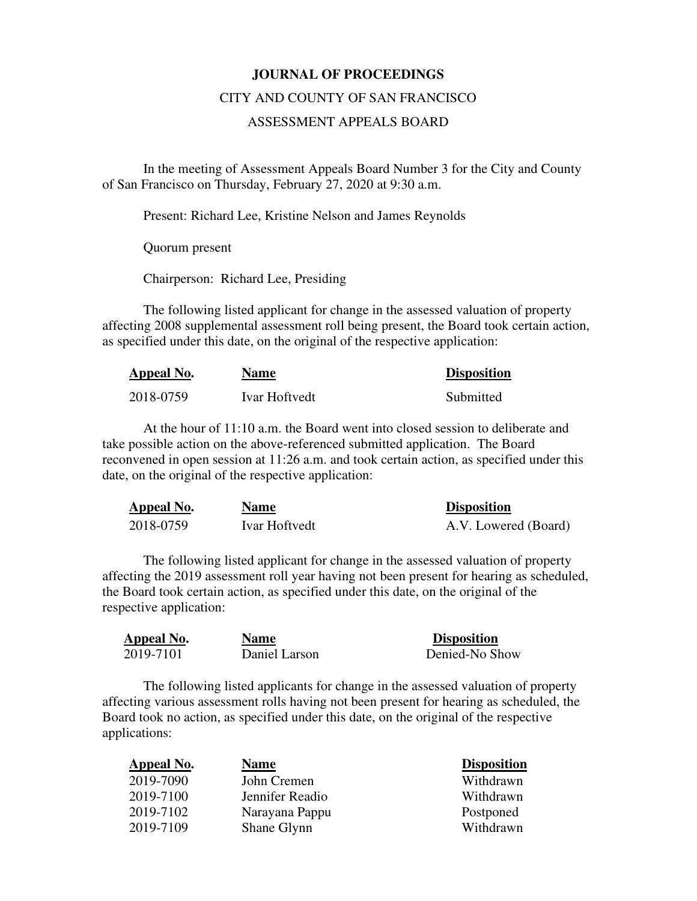# JOURNAL OF PROCEEDINGS

CITY AND COUNTY OF SAN FRANCISCO

ASSESSMENT APPEALS BOARD

In the meeting of Assessment Appeals Board Number 3 for the City and County of San Francisco on Thursday, February 27, 2020 at 9:30 a.m.

Present: Richard Lee, Kristine Nelson and James Reynolds

Quorum present

Chairperson: Richard Lee, Presiding

The following listed applicant for change in the assessed valuation of property affecting 2008 supplemental assessment roll being present, the Board took certain action, as specified under this date, on the original of the respective application:

| Appeal No. | Name | Disposition |
|---|---|---|
| 2018-0759 | Ivar Hoftvedt | Submitted |

At the hour of 11:10 a.m. the Board went into closed session to deliberate and take possible action on the above-referenced submitted application. The Board reconvened in open session at 11:26 a.m. and took certain action, as specified under this date, on the original of the respective application:

| Appeal No. | Name | Disposition |
|---|---|---|
| 2018-0759 | Ivar Hoftvedt | A.V. Lowered (Board) |

The following listed applicant for change in the assessed valuation of property affecting the 2019 assessment roll year having not been present for hearing as scheduled, the Board took certain action, as specified under this date, on the original of the respective application:

| Appeal No. | Name | Disposition |
|---|---|---|
| 2019-7101 | Daniel Larson | Denied-No Show |

The following listed applicants for change in the assessed valuation of property affecting various assessment rolls having not been present for hearing as scheduled, the Board took no action, as specified under this date, on the original of the respective applications:

| Appeal No. | Name | Disposition |
|---|---|---|
| 2019-7090 | John Cremen | Withdrawn |
| 2019-7100 | Jennifer Readio | Withdrawn |
| 2019-7102 | Narayana Pappu | Postponed |
| 2019-7109 | Shane Glynn | Withdrawn |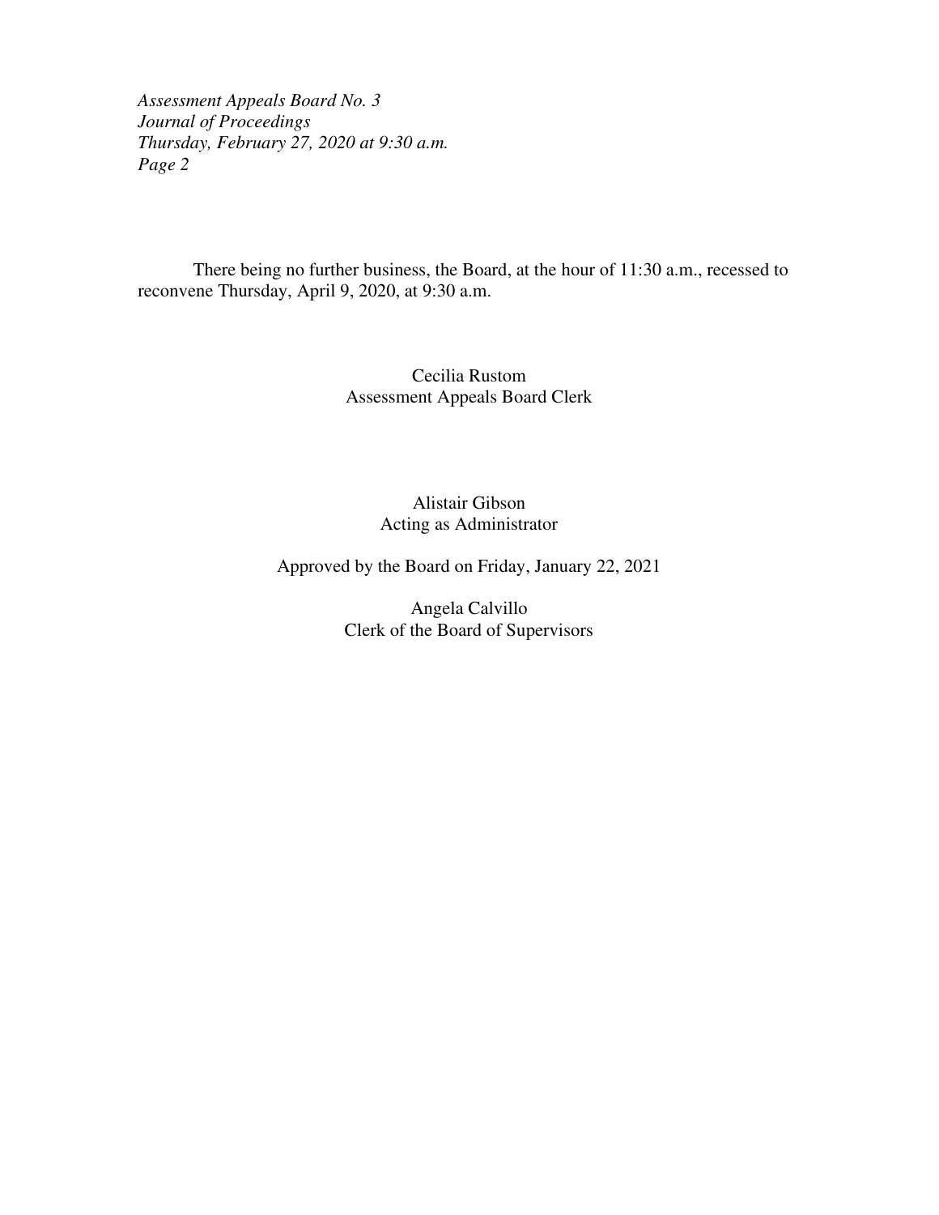There being no further business, the Board, at the hour of 11:30 a.m., recessed to reconvene Thursday, April 9, 2020, at 9:30 a.m.

Cecilia Rustom
Assessment Appeals Board Clerk

Alistair Gibson
Acting as Administrator

Approved by the Board on Friday, January 22, 2021

Angela Calvillo
Clerk of the Board of Supervisors